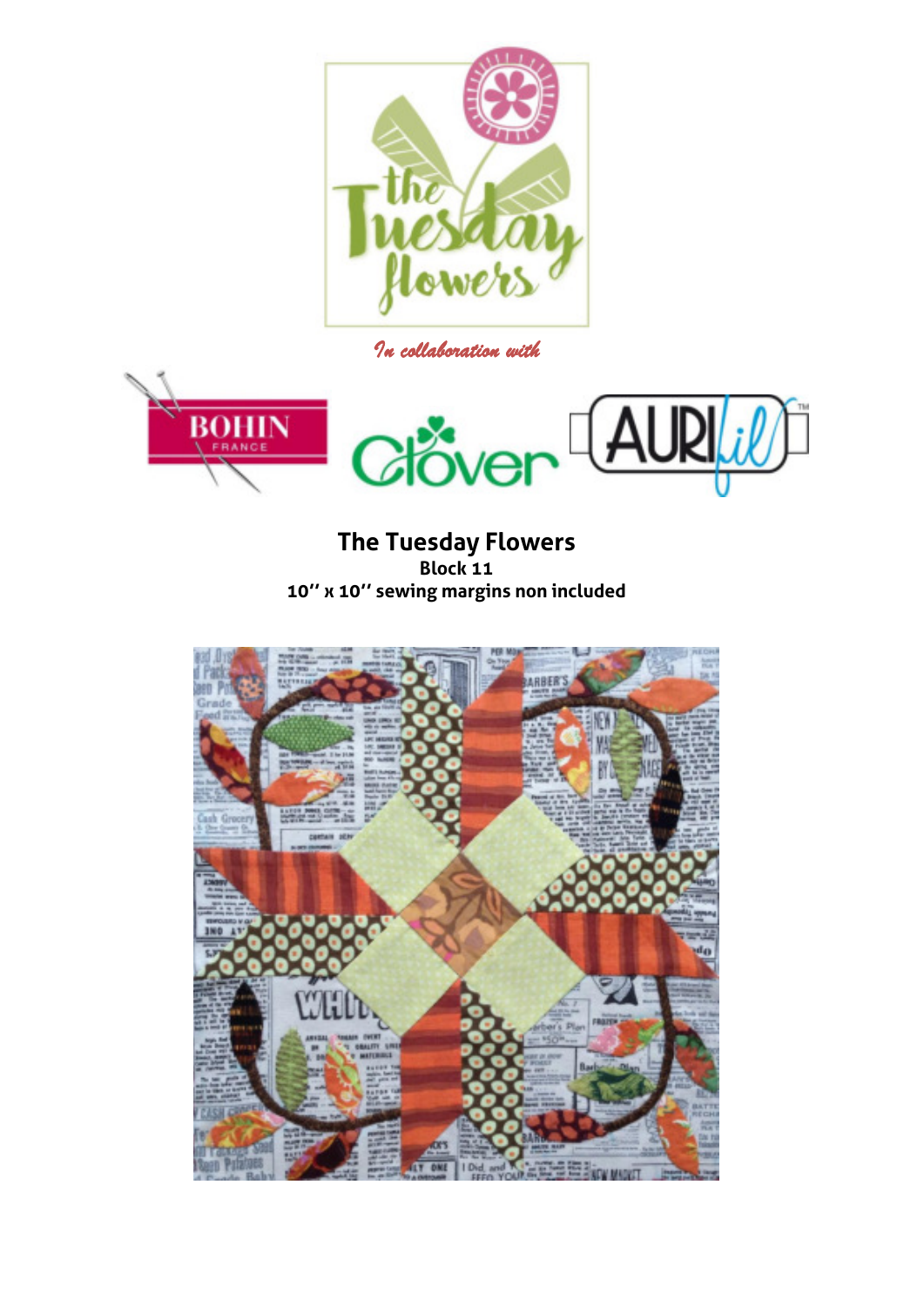*In collaboration with*

# The Tuesday Flowers

**Block 11**

**10'' x 10'' sewing margins non included**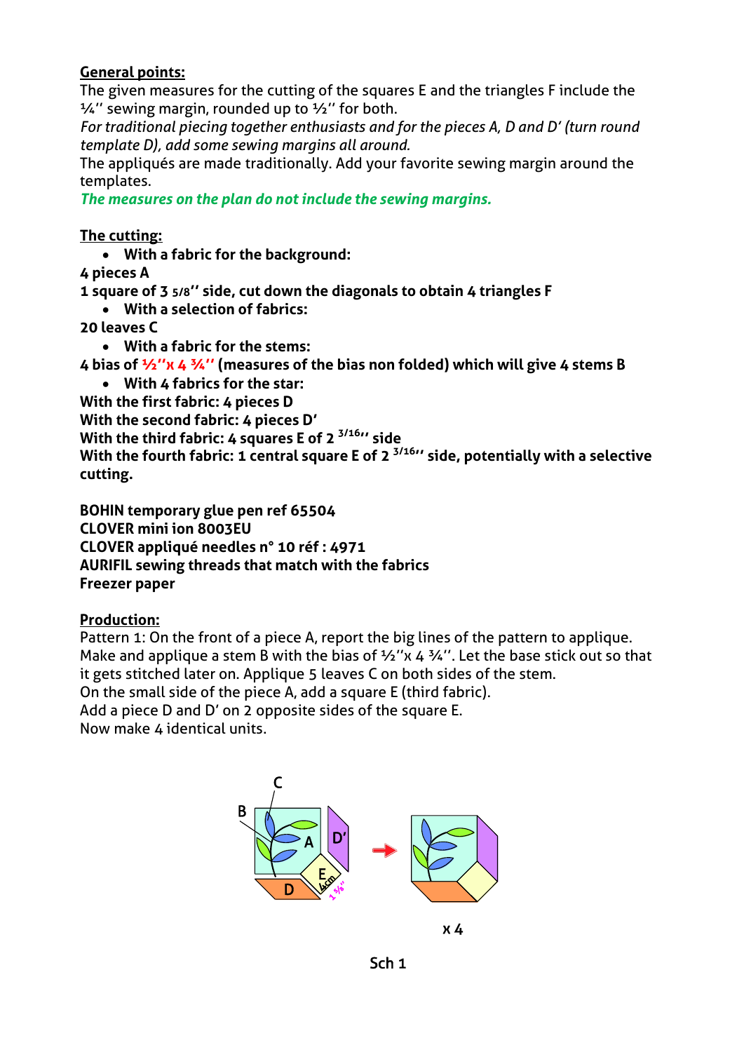**General points:**

The given measures for the cutting of the squares E and the triangles F include the ¼'' sewing margin, rounded up to ½'' for both.

*For traditional piecing together enthusiasts and for the pieces A, D and D' (turn round template D), add some sewing margins all around.*

The appliqués are made traditionally. Add your favorite sewing margin around the templates.

***The measures on the plan do not include the sewing margins.***

**The cutting:**

- **With a fabric for the background:**

**4 pieces A**

**1 square of 3 5/8'' side, cut down the diagonals to obtain 4 triangles F**

- **With a selection of fabrics:**

**20 leaves C**

- **With a fabric for the stems:**

**4 bias of ½''x 4 ¾'' (measures of the bias non folded) which will give 4 stems B**

- **With 4 fabrics for the star:**

**With the first fabric: 4 pieces D**

**With the second fabric: 4 pieces D'**

**With the third fabric: 4 squares E of 2 3/16'' side**

**With the fourth fabric: 1 central square E of 2 3/16'' side, potentially with a selective cutting.**

**BOHIN temporary glue pen ref 65504**

**CLOVER mini ion 8003EU**

**CLOVER appliqué needles n° 10 réf : 4971**

**AURIFIL sewing threads that match with the fabrics**

**Freezer paper**

**Production:**

Pattern 1: On the front of a piece A, report the big lines of the pattern to applique. Make and applique a stem B with the bias of ½''x 4 ¾''. Let the base stick out so that it gets stitched later on. Applique 5 leaves C on both sides of the stem.

On the small side of the piece A, add a square E (third fabric).

Add a piece D and D' on 2 opposite sides of the square E.

Now make 4 identical units.

x 4

Sch 1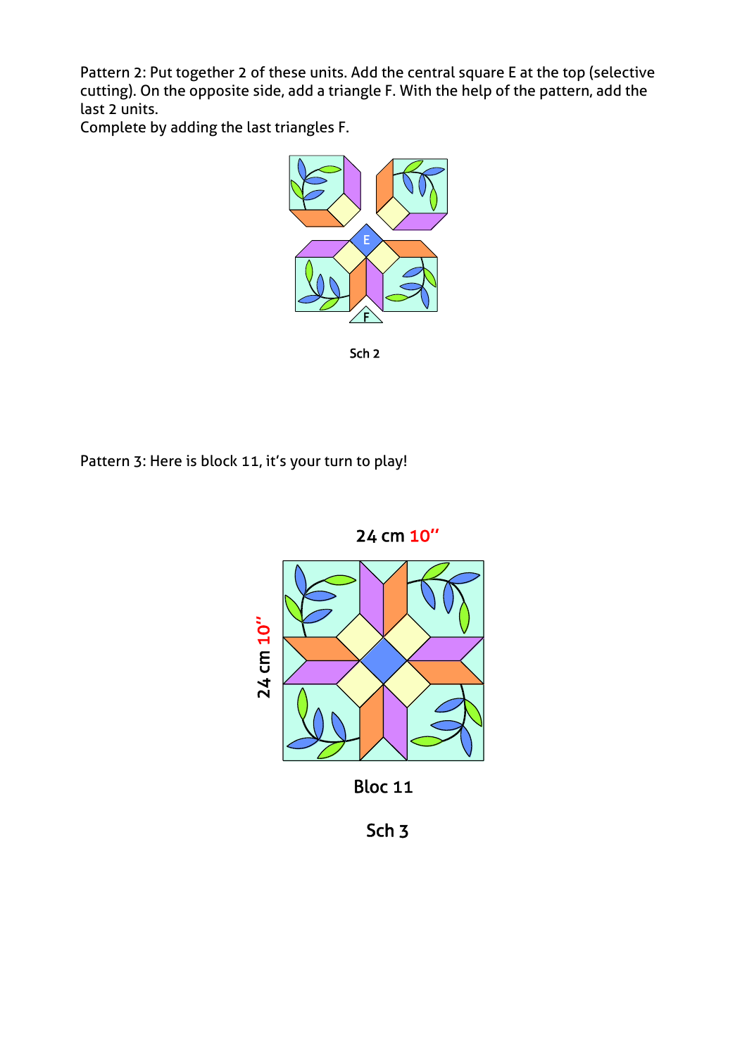Pattern 2: Put together 2 of these units. Add the central square E at the top (selective cutting). On the opposite side, add a triangle F. With the help of the pattern, add the last 2 units.
Complete by adding the last triangles F.

Sch 2

Pattern 3: Here is block 11, it's your turn to play!

24 cm 10''

24 cm 10''

Bloc 11

Sch 3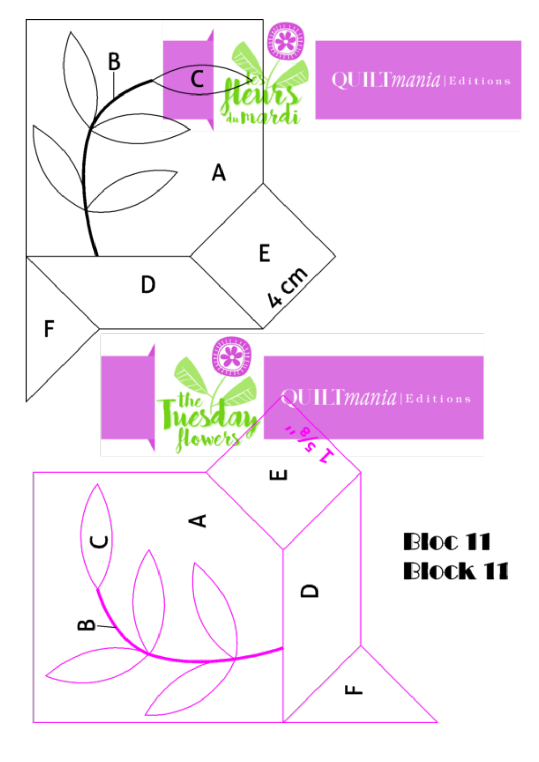B

C

A

E

4 cm

D

F

QUILTmania | Editions

les fleurs du mardi

QUILTmania | Editions

the Tuesday flowers

1 5/8"

E

A

C

D

B

F

**Bloc 11**
**Block 11**